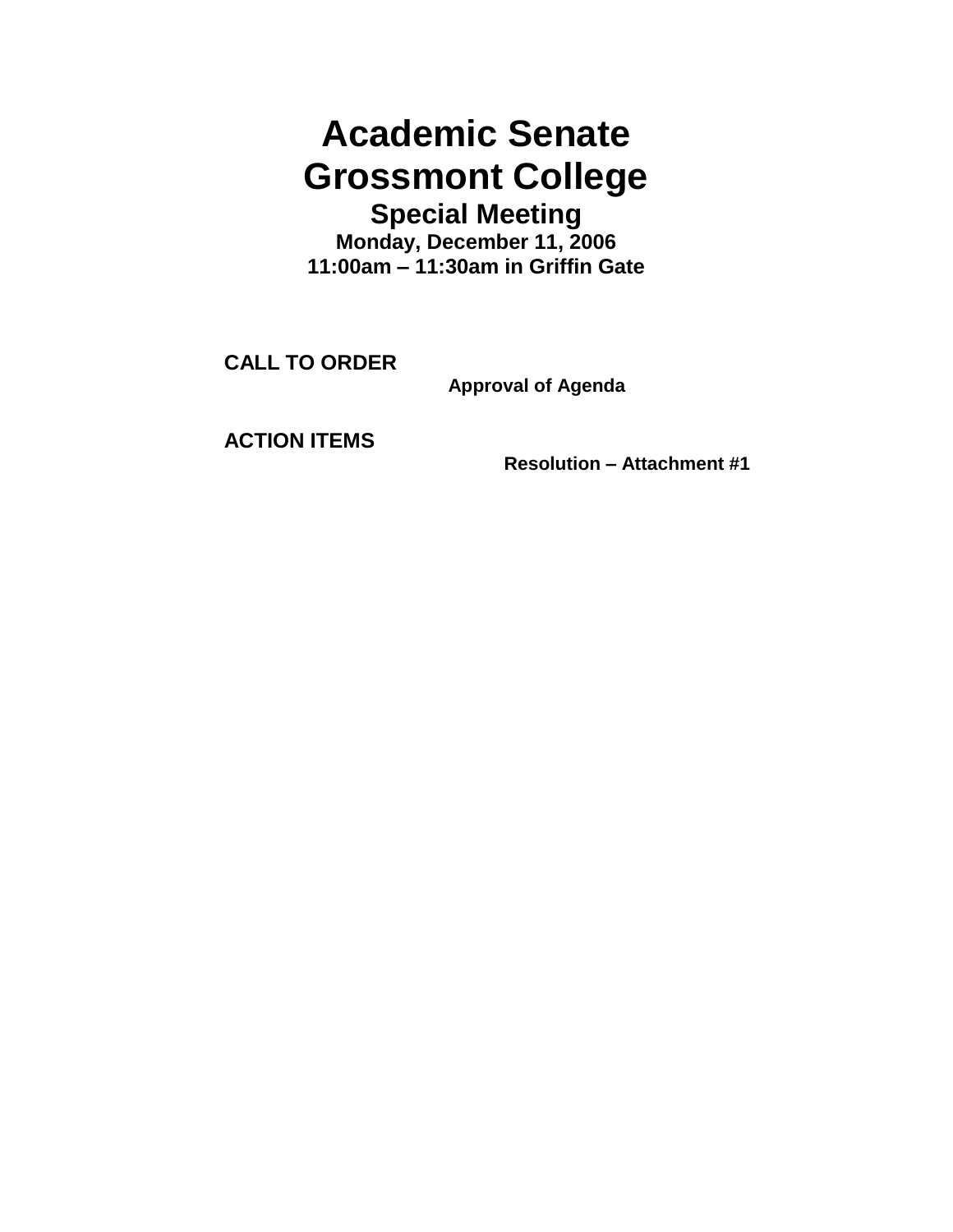# Academic Senate
# Grossmont College
## Special Meeting
**Monday, December 11, 2006**
**11:00am – 11:30am in Griffin Gate**

**CALL TO ORDER**

**Approval of Agenda**

**ACTION ITEMS**

**Resolution – Attachment #1**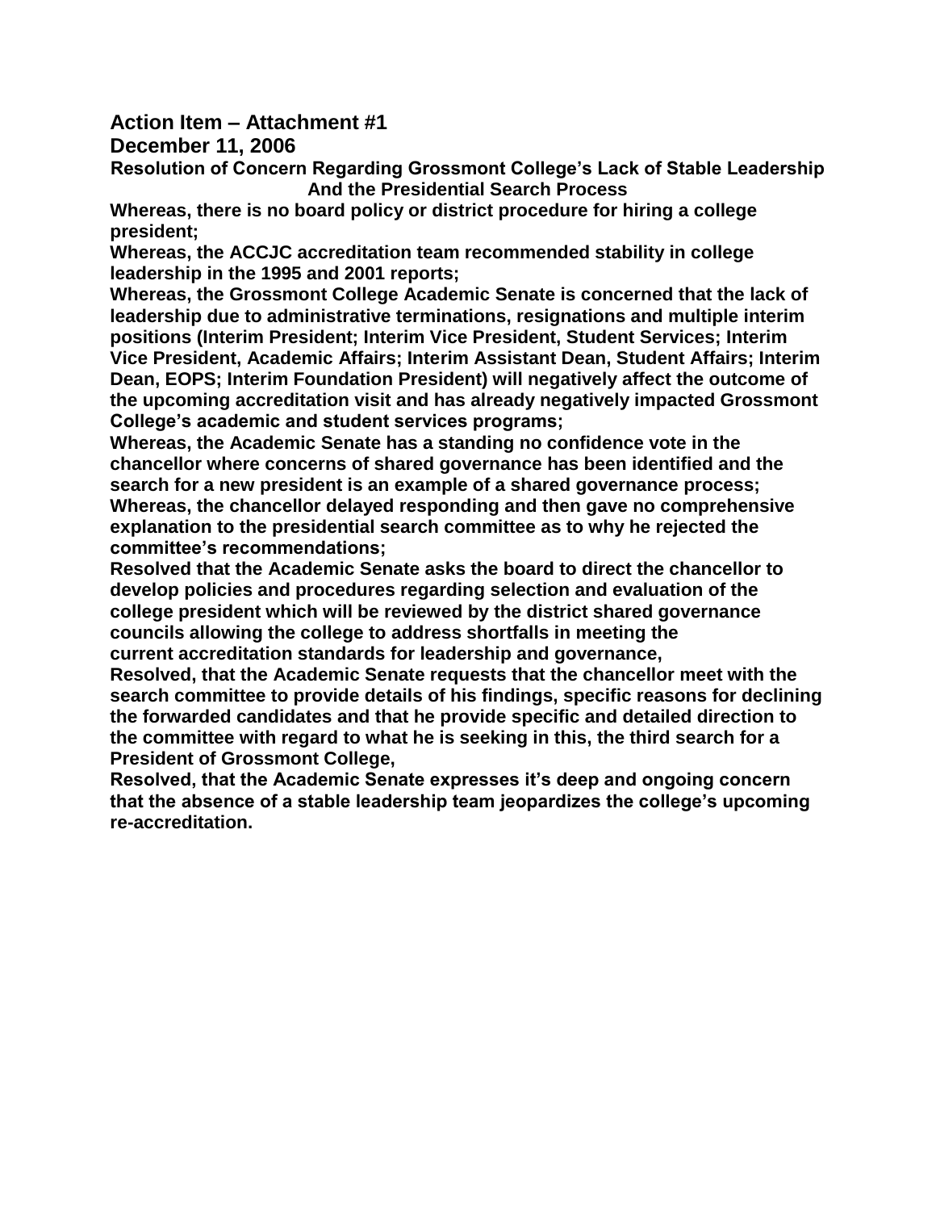**Action Item – Attachment #1**

**December 11, 2006**

**Resolution of Concern Regarding Grossmont College's Lack of Stable Leadership And the Presidential Search Process**

**Whereas, there is no board policy or district procedure for hiring a college president;**

**Whereas, the ACCJC accreditation team recommended stability in college leadership in the 1995 and 2001 reports;**

**Whereas, the Grossmont College Academic Senate is concerned that the lack of leadership due to administrative terminations, resignations and multiple interim positions (Interim President; Interim Vice President, Student Services; Interim Vice President, Academic Affairs; Interim Assistant Dean, Student Affairs; Interim Dean, EOPS; Interim Foundation President) will negatively affect the outcome of the upcoming accreditation visit and has already negatively impacted Grossmont College's academic and student services programs;**

**Whereas, the Academic Senate has a standing no confidence vote in the chancellor where concerns of shared governance has been identified and the search for a new president is an example of a shared governance process;**

**Whereas, the chancellor delayed responding and then gave no comprehensive explanation to the presidential search committee as to why he rejected the committee's recommendations;**

**Resolved that the Academic Senate asks the board to direct the chancellor to develop policies and procedures regarding selection and evaluation of the college president which will be reviewed by the district shared governance councils allowing the college to address shortfalls in meeting the current accreditation standards for leadership and governance,**

**Resolved, that the Academic Senate requests that the chancellor meet with the search committee to provide details of his findings, specific reasons for declining the forwarded candidates and that he provide specific and detailed direction to the committee with regard to what he is seeking in this, the third search for a President of Grossmont College,**

**Resolved, that the Academic Senate expresses it's deep and ongoing concern that the absence of a stable leadership team jeopardizes the college's upcoming re-accreditation.**